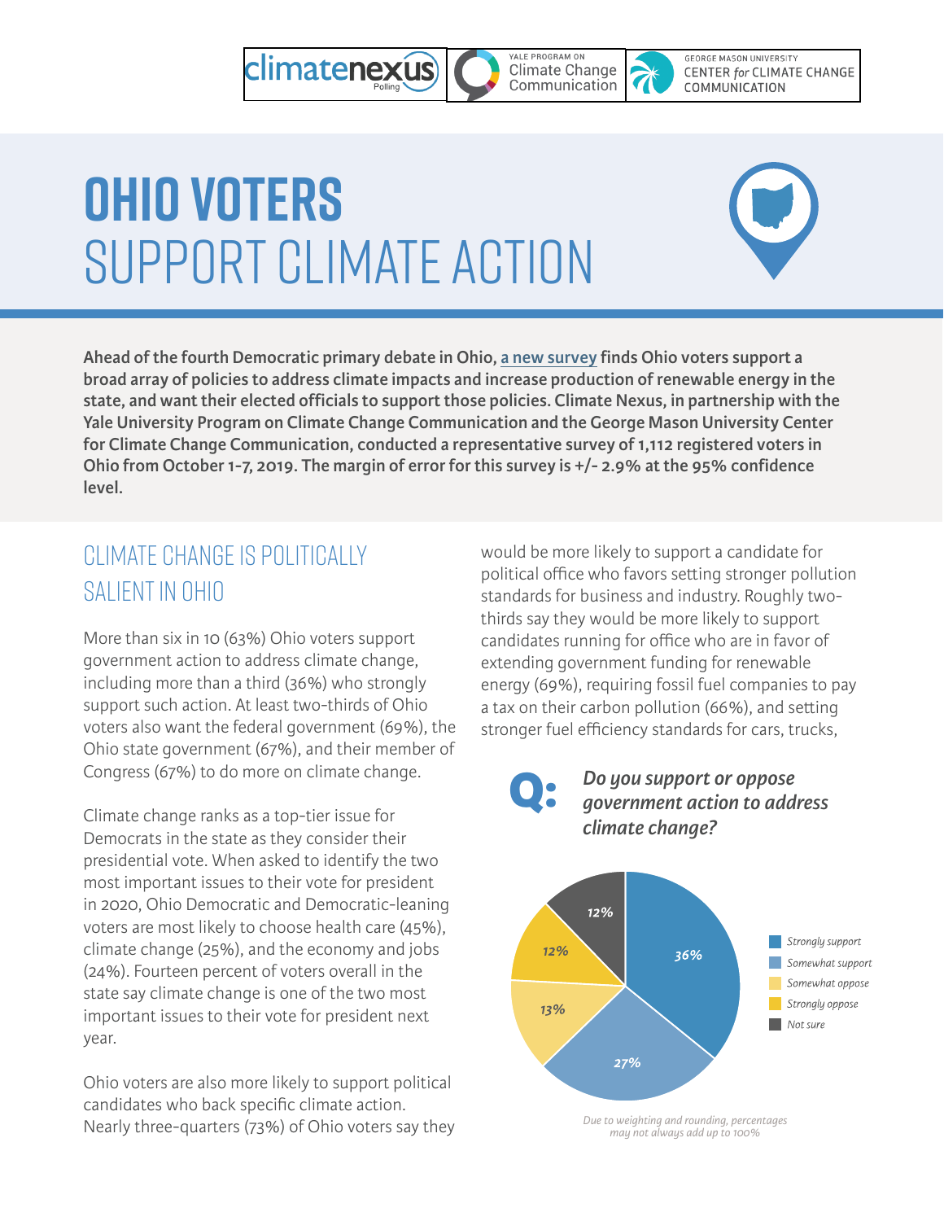# OHIO VOTERS SUPPORT CLIMATE ACTION

**Ahead of the fourth Democratic primary debate in Ohio, a new survey finds Ohio voters support a broad array of policies to address climate impacts and increase production of renewable energy in the state, and want their elected officials to support those policies. Climate Nexus, in partnership with the Yale University Program on Climate Change Communication and the George Mason University Center for Climate Change Communication, conducted a representative survey of 1,112 registered voters in Ohio from October 1-7, 2019. The margin of error for this survey is +/- 2.9% at the 95% confidence level.**

## CLIMATE CHANGE IS POLITICALLY SALIENT IN OHIO

More than six in 10 (63%) Ohio voters support government action to address climate change, including more than a third (36%) who strongly support such action. At least two-thirds of Ohio voters also want the federal government (69%), the Ohio state government (67%), and their member of Congress (67%) to do more on climate change.

Climate change ranks as a top-tier issue for Democrats in the state as they consider their presidential vote. When asked to identify the two most important issues to their vote for president in 2020, Ohio Democratic and Democratic-leaning voters are most likely to choose health care (45%), climate change (25%), and the economy and jobs (24%). Fourteen percent of voters overall in the state say climate change is one of the two most important issues to their vote for president next year.

Ohio voters are also more likely to support political candidates who back specific climate action. Nearly three-quarters (73%) of Ohio voters say they would be more likely to support a candidate for political office who favors setting stronger pollution standards for business and industry. Roughly two-thirds say they would be more likely to support candidates running for office who are in favor of extending government funding for renewable energy (69%), requiring fossil fuel companies to pay a tax on their carbon pollution (66%), and setting stronger fuel efficiency standards for cars, trucks,

**Q:** ***Do you support or oppose government action to address climate change?***

| Response | Percentage |
| --- | --- |
| Strongly support | 36% |
| Somewhat support | 27% |
| Somewhat oppose | 13% |
| Strongly oppose | 12% |
| Not sure | 12% |

*Due to weighting and rounding, percentages may not always add up to 100%*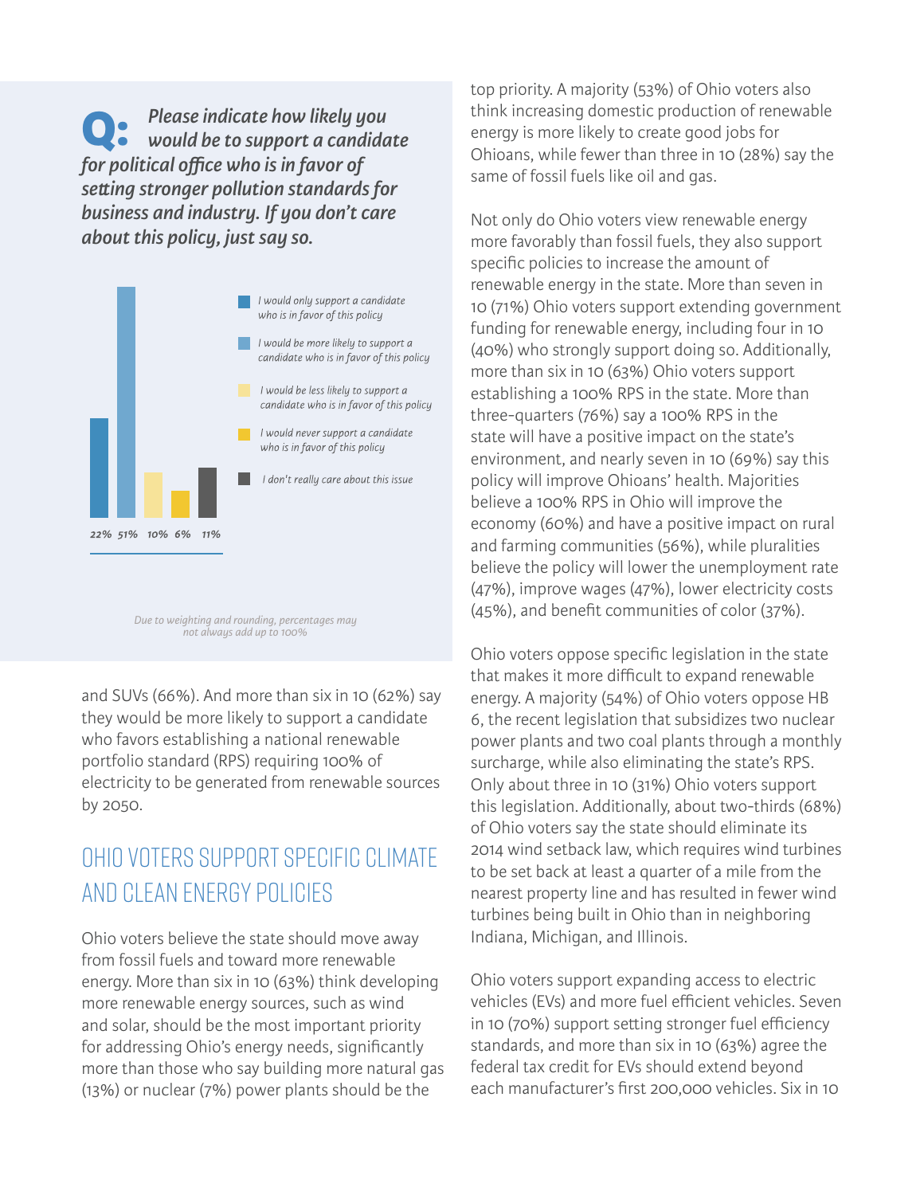**Q: *Please indicate how likely you would be to support a candidate for political office who is in favor of setting stronger pollution standards for business and industry. If you don't care about this policy, just say so.***

| Response | % |
|---|---|
| I would only support a candidate who is in favor of this policy | 22% |
| I would be more likely to support a candidate who is in favor of this policy | 51% |
| I would be less likely to support a candidate who is in favor of this policy | 10% |
| I would never support a candidate who is in favor of this policy | 6% |
| I don't really care about this issue | 11% |

*Due to weighting and rounding, percentages may not always add up to 100%*

and SUVs (66%). And more than six in 10 (62%) say they would be more likely to support a candidate who favors establishing a national renewable portfolio standard (RPS) requiring 100% of electricity to be generated from renewable sources by 2050.

## OHIO VOTERS SUPPORT SPECIFIC CLIMATE AND CLEAN ENERGY POLICIES

Ohio voters believe the state should move away from fossil fuels and toward more renewable energy. More than six in 10 (63%) think developing more renewable energy sources, such as wind and solar, should be the most important priority for addressing Ohio's energy needs, significantly more than those who say building more natural gas (13%) or nuclear (7%) power plants should be the top priority. A majority (53%) of Ohio voters also think increasing domestic production of renewable energy is more likely to create good jobs for Ohioans, while fewer than three in 10 (28%) say the same of fossil fuels like oil and gas.

Not only do Ohio voters view renewable energy more favorably than fossil fuels, they also support specific policies to increase the amount of renewable energy in the state. More than seven in 10 (71%) Ohio voters support extending government funding for renewable energy, including four in 10 (40%) who strongly support doing so. Additionally, more than six in 10 (63%) Ohio voters support establishing a 100% RPS in the state. More than three-quarters (76%) say a 100% RPS in the state will have a positive impact on the state's environment, and nearly seven in 10 (69%) say this policy will improve Ohioans' health. Majorities believe a 100% RPS in Ohio will improve the economy (60%) and have a positive impact on rural and farming communities (56%), while pluralities believe the policy will lower the unemployment rate (47%), improve wages (47%), lower electricity costs (45%), and benefit communities of color (37%).

Ohio voters oppose specific legislation in the state that makes it more difficult to expand renewable energy. A majority (54%) of Ohio voters oppose HB 6, the recent legislation that subsidizes two nuclear power plants and two coal plants through a monthly surcharge, while also eliminating the state's RPS. Only about three in 10 (31%) Ohio voters support this legislation. Additionally, about two-thirds (68%) of Ohio voters say the state should eliminate its 2014 wind setback law, which requires wind turbines to be set back at least a quarter of a mile from the nearest property line and has resulted in fewer wind turbines being built in Ohio than in neighboring Indiana, Michigan, and Illinois.

Ohio voters support expanding access to electric vehicles (EVs) and more fuel efficient vehicles. Seven in 10 (70%) support setting stronger fuel efficiency standards, and more than six in 10 (63%) agree the federal tax credit for EVs should extend beyond each manufacturer's first 200,000 vehicles. Six in 10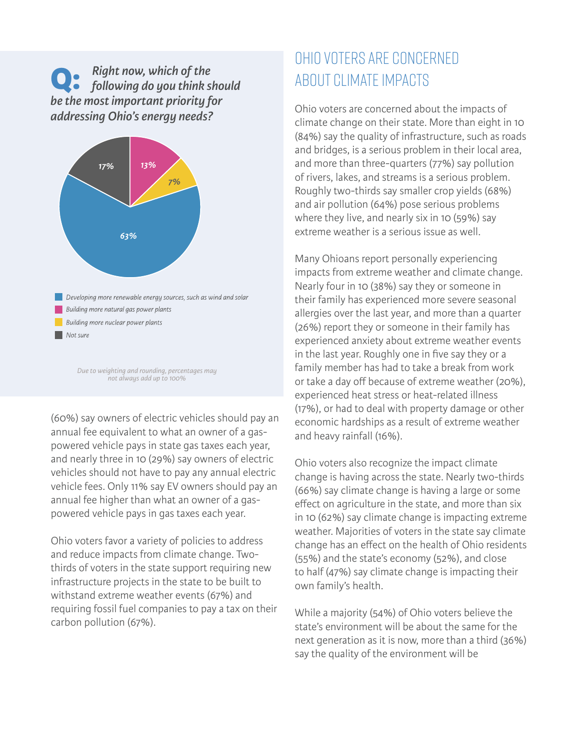**Q: *Right now, which of the following do you think should be the most important priority for addressing Ohio's energy needs?***

| Response | Percentage |
|---|---|
| Developing more renewable energy sources, such as wind and solar | 63% |
| Building more natural gas power plants | 13% |
| Building more nuclear power plants | 7% |
| Not sure | 17% |

*Due to weighting and rounding, percentages may not always add up to 100%*

(60%) say owners of electric vehicles should pay an annual fee equivalent to what an owner of a gas-powered vehicle pays in state gas taxes each year, and nearly three in 10 (29%) say owners of electric vehicles should not have to pay any annual electric vehicle fees. Only 11% say EV owners should pay an annual fee higher than what an owner of a gas-powered vehicle pays in gas taxes each year.

Ohio voters favor a variety of policies to address and reduce impacts from climate change. Two-thirds of voters in the state support requiring new infrastructure projects in the state to be built to withstand extreme weather events (67%) and requiring fossil fuel companies to pay a tax on their carbon pollution (67%).

## OHIO VOTERS ARE CONCERNED ABOUT CLIMATE IMPACTS

Ohio voters are concerned about the impacts of climate change on their state. More than eight in 10 (84%) say the quality of infrastructure, such as roads and bridges, is a serious problem in their local area, and more than three-quarters (77%) say pollution of rivers, lakes, and streams is a serious problem. Roughly two-thirds say smaller crop yields (68%) and air pollution (64%) pose serious problems where they live, and nearly six in 10 (59%) say extreme weather is a serious issue as well.

Many Ohioans report personally experiencing impacts from extreme weather and climate change. Nearly four in 10 (38%) say they or someone in their family has experienced more severe seasonal allergies over the last year, and more than a quarter (26%) report they or someone in their family has experienced anxiety about extreme weather events in the last year. Roughly one in five say they or a family member has had to take a break from work or take a day off because of extreme weather (20%), experienced heat stress or heat-related illness (17%), or had to deal with property damage or other economic hardships as a result of extreme weather and heavy rainfall (16%).

Ohio voters also recognize the impact climate change is having across the state. Nearly two-thirds (66%) say climate change is having a large or some effect on agriculture in the state, and more than six in 10 (62%) say climate change is impacting extreme weather. Majorities of voters in the state say climate change has an effect on the health of Ohio residents (55%) and the state's economy (52%), and close to half (47%) say climate change is impacting their own family's health.

While a majority (54%) of Ohio voters believe the state's environment will be about the same for the next generation as it is now, more than a third (36%) say the quality of the environment will be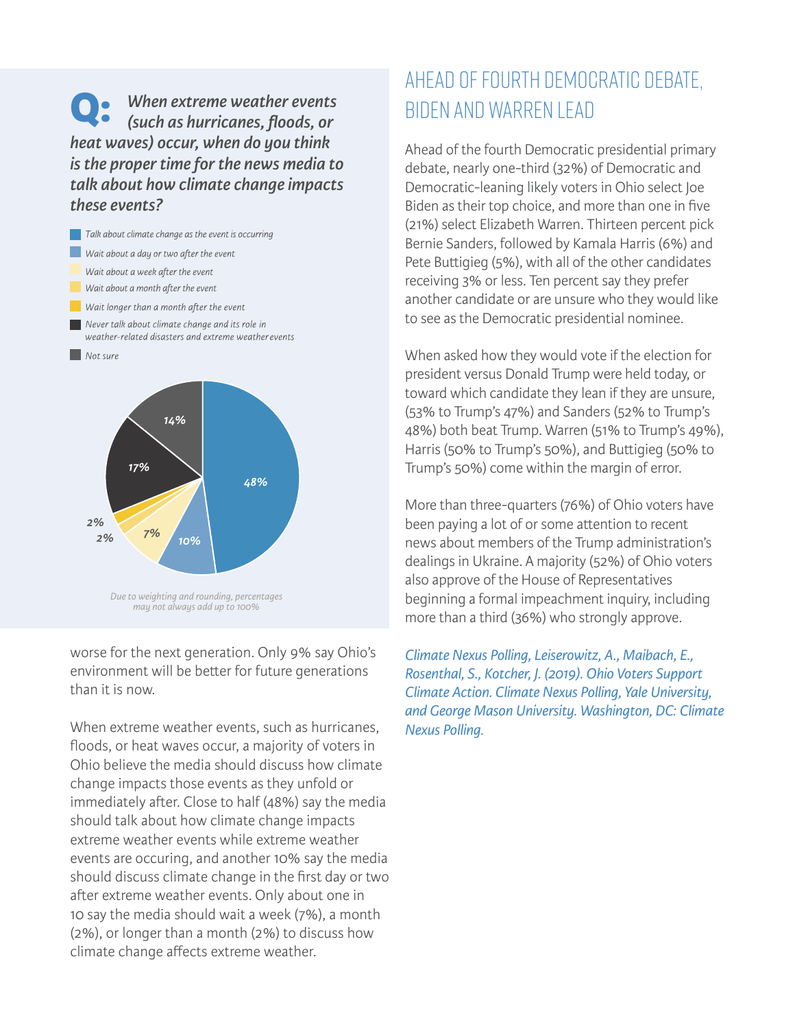**Q: When extreme weather events (such as hurricanes, floods, or heat waves) occur, when do you think is the proper time for the news media to talk about how climate change impacts these events?**

Talk about climate change as the event is occurring
Wait about a day or two after the event
Wait about a week after the event
Wait about a month after the event
Wait longer than a month after the event
Never talk about climate change and its role in weather-related disasters and extreme weather events
Not sure

48%
10%
7%
2%
2%
17%
14%

Due to weighting and rounding, percentages may not always add up to 100%

worse for the next generation. Only 9% say Ohio's environment will be better for future generations than it is now.

When extreme weather events, such as hurricanes, floods, or heat waves occur, a majority of voters in Ohio believe the media should discuss how climate change impacts those events as they unfold or immediately after. Close to half (48%) say the media should talk about how climate change impacts extreme weather events while extreme weather events are occuring, and another 10% say the media should discuss climate change in the first day or two after extreme weather events. Only about one in 10 say the media should wait a week (7%), a month (2%), or longer than a month (2%) to discuss how climate change affects extreme weather.

## AHEAD OF FOURTH DEMOCRATIC DEBATE, BIDEN AND WARREN LEAD

Ahead of the fourth Democratic presidential primary debate, nearly one-third (32%) of Democratic and Democratic-leaning likely voters in Ohio select Joe Biden as their top choice, and more than one in five (21%) select Elizabeth Warren. Thirteen percent pick Bernie Sanders, followed by Kamala Harris (6%) and Pete Buttigieg (5%), with all of the other candidates receiving 3% or less. Ten percent say they prefer another candidate or are unsure who they would like to see as the Democratic presidential nominee.

When asked how they would vote if the election for president versus Donald Trump were held today, or toward which candidate they lean if they are unsure, (53% to Trump's 47%) and Sanders (52% to Trump's 48%) both beat Trump. Warren (51% to Trump's 49%), Harris (50% to Trump's 50%), and Buttigieg (50% to Trump's 50%) come within the margin of error.

More than three-quarters (76%) of Ohio voters have been paying a lot of or some attention to recent news about members of the Trump administration's dealings in Ukraine. A majority (52%) of Ohio voters also approve of the House of Representatives beginning a formal impeachment inquiry, including more than a third (36%) who strongly approve.

*Climate Nexus Polling, Leiserowitz, A., Maibach, E., Rosenthal, S., Kotcher, J. (2019). Ohio Voters Support Climate Action. Climate Nexus Polling, Yale University, and George Mason University. Washington, DC: Climate Nexus Polling.*